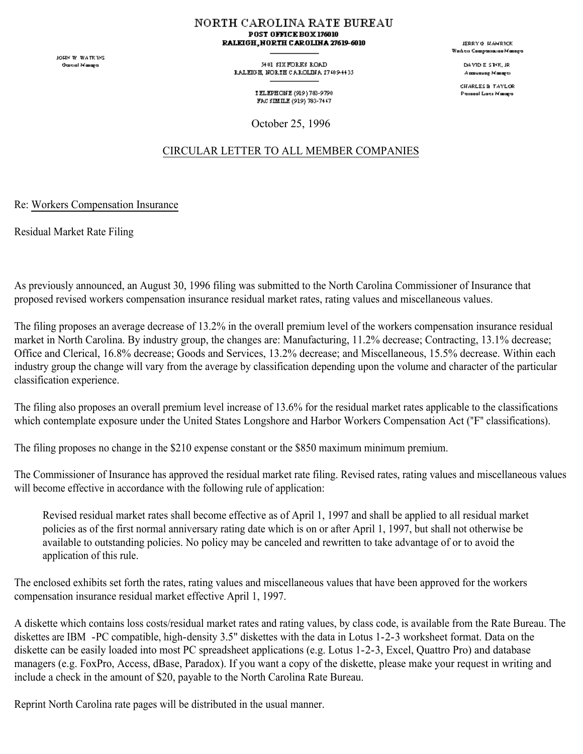# NORTH CAROLINA RATE BUREAU

**POST OFFICE BOX 176010**
**RALEIGH, NORTH CAROLINA 27619-6010**

5401 SIX FORKS ROAD
RALEIGH, NORTH CAROLINA 27609-4435

TELEPHONE (919) 783-9790
FACSIMILE (919) 783-7467

JOHN W. WATKINS
General Manager

JERRY G. HAMRICK
Workers Compensation Manager

DAVID E. SINK, JR.
Accounting Manager

CHARLES B. TAYLOR
Personal Lines Manager

October 25, 1996

CIRCULAR LETTER TO ALL MEMBER COMPANIES

Re: Workers Compensation Insurance

Residual Market Rate Filing

As previously announced, an August 30, 1996 filing was submitted to the North Carolina Commissioner of Insurance that proposed revised workers compensation insurance residual market rates, rating values and miscellaneous values.

The filing proposes an average decrease of 13.2% in the overall premium level of the workers compensation insurance residual market in North Carolina. By industry group, the changes are: Manufacturing, 11.2% decrease; Contracting, 13.1% decrease; Office and Clerical, 16.8% decrease; Goods and Services, 13.2% decrease; and Miscellaneous, 15.5% decrease. Within each industry group the change will vary from the average by classification depending upon the volume and character of the particular classification experience.

The filing also proposes an overall premium level increase of 13.6% for the residual market rates applicable to the classifications which contemplate exposure under the United States Longshore and Harbor Workers Compensation Act ("F" classifications).

The filing proposes no change in the $210 expense constant or the $850 maximum minimum premium.

The Commissioner of Insurance has approved the residual market rate filing. Revised rates, rating values and miscellaneous values will become effective in accordance with the following rule of application:

> Revised residual market rates shall become effective as of April 1, 1997 and shall be applied to all residual market policies as of the first normal anniversary rating date which is on or after April 1, 1997, but shall not otherwise be available to outstanding policies. No policy may be canceled and rewritten to take advantage of or to avoid the application of this rule.

The enclosed exhibits set forth the rates, rating values and miscellaneous values that have been approved for the workers compensation insurance residual market effective April 1, 1997.

A diskette which contains loss costs/residual market rates and rating values, by class code, is available from the Rate Bureau. The diskettes are IBM -PC compatible, high-density 3.5" diskettes with the data in Lotus 1-2-3 worksheet format. Data on the diskette can be easily loaded into most PC spreadsheet applications (e.g. Lotus 1-2-3, Excel, Quattro Pro) and database managers (e.g. FoxPro, Access, dBase, Paradox). If you want a copy of the diskette, please make your request in writing and include a check in the amount of $20, payable to the North Carolina Rate Bureau.

Reprint North Carolina rate pages will be distributed in the usual manner.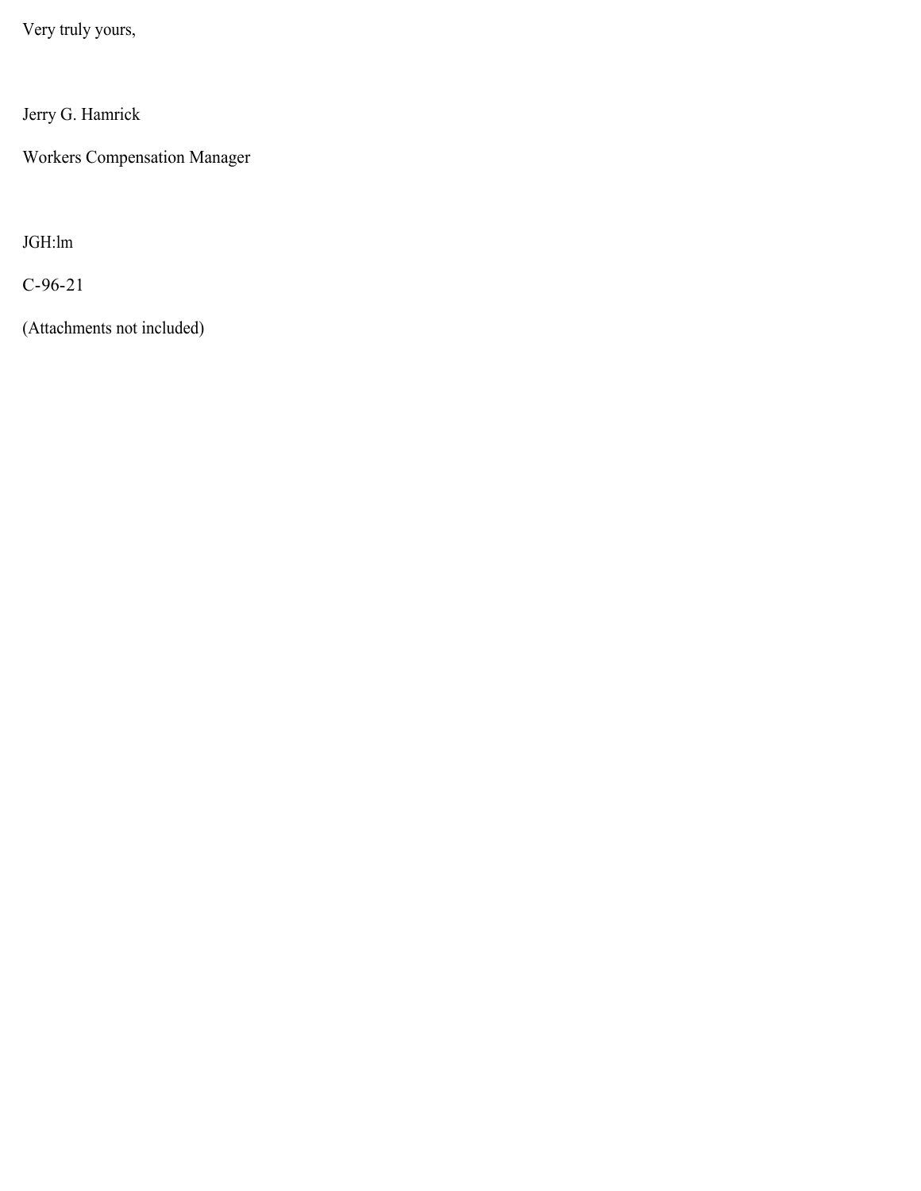Very truly yours,

Jerry G. Hamrick

Workers Compensation Manager

JGH:lm

C-96-21

(Attachments not included)